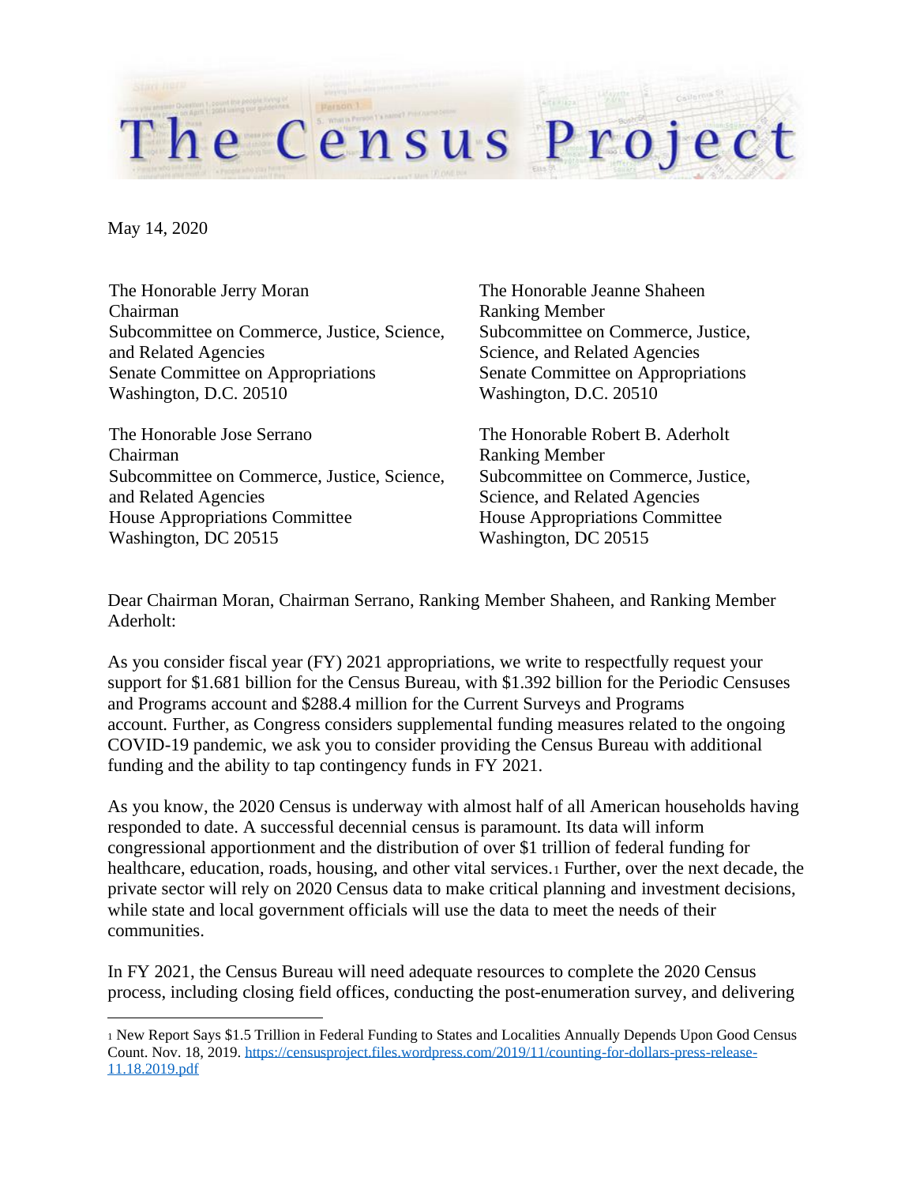# The Census Project

May 14, 2020

The Honorable Jerry Moran
Chairman
Subcommittee on Commerce, Justice, Science, and Related Agencies
Senate Committee on Appropriations
Washington, D.C. 20510

The Honorable Jeanne Shaheen
Ranking Member
Subcommittee on Commerce, Justice, Science, and Related Agencies
Senate Committee on Appropriations
Washington, D.C. 20510

The Honorable Jose Serrano
Chairman
Subcommittee on Commerce, Justice, Science, and Related Agencies
House Appropriations Committee
Washington, DC 20515

The Honorable Robert B. Aderholt
Ranking Member
Subcommittee on Commerce, Justice, Science, and Related Agencies
House Appropriations Committee
Washington, DC 20515

Dear Chairman Moran, Chairman Serrano, Ranking Member Shaheen, and Ranking Member Aderholt:

As you consider fiscal year (FY) 2021 appropriations, we write to respectfully request your support for $1.681 billion for the Census Bureau, with $1.392 billion for the Periodic Censuses and Programs account and $288.4 million for the Current Surveys and Programs account. Further, as Congress considers supplemental funding measures related to the ongoing COVID-19 pandemic, we ask you to consider providing the Census Bureau with additional funding and the ability to tap contingency funds in FY 2021.

As you know, the 2020 Census is underway with almost half of all American households having responded to date. A successful decennial census is paramount. Its data will inform congressional apportionment and the distribution of over $1 trillion of federal funding for healthcare, education, roads, housing, and other vital services.[1] Further, over the next decade, the private sector will rely on 2020 Census data to make critical planning and investment decisions, while state and local government officials will use the data to meet the needs of their communities.

In FY 2021, the Census Bureau will need adequate resources to complete the 2020 Census process, including closing field offices, conducting the post-enumeration survey, and delivering

---

[1] New Report Says $1.5 Trillion in Federal Funding to States and Localities Annually Depends Upon Good Census Count. Nov. 18, 2019. https://censusproject.files.wordpress.com/2019/11/counting-for-dollars-press-release-11.18.2019.pdf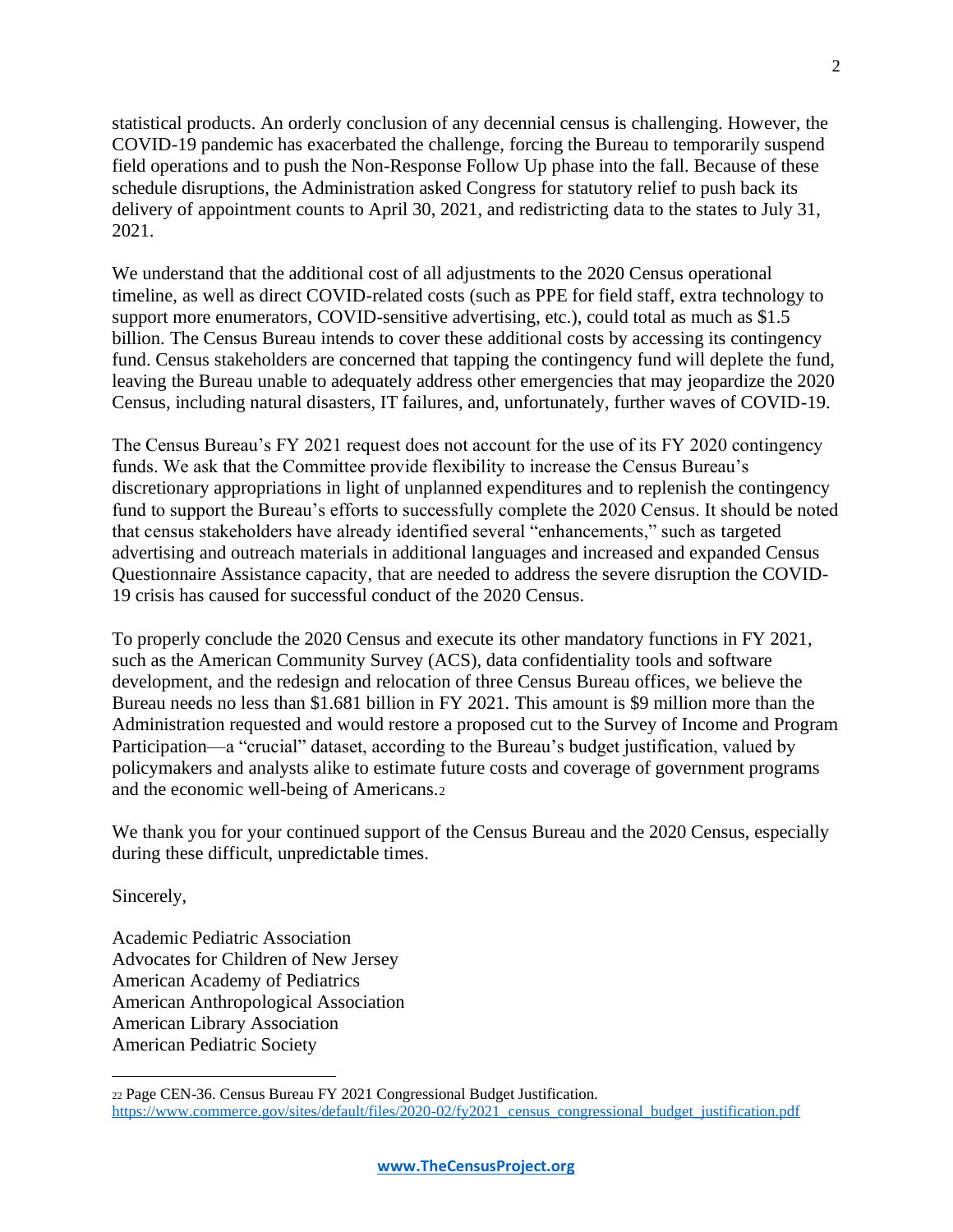statistical products. An orderly conclusion of any decennial census is challenging. However, the COVID-19 pandemic has exacerbated the challenge, forcing the Bureau to temporarily suspend field operations and to push the Non-Response Follow Up phase into the fall. Because of these schedule disruptions, the Administration asked Congress for statutory relief to push back its delivery of appointment counts to April 30, 2021, and redistricting data to the states to July 31, 2021.

We understand that the additional cost of all adjustments to the 2020 Census operational timeline, as well as direct COVID-related costs (such as PPE for field staff, extra technology to support more enumerators, COVID-sensitive advertising, etc.), could total as much as $1.5 billion. The Census Bureau intends to cover these additional costs by accessing its contingency fund. Census stakeholders are concerned that tapping the contingency fund will deplete the fund, leaving the Bureau unable to adequately address other emergencies that may jeopardize the 2020 Census, including natural disasters, IT failures, and, unfortunately, further waves of COVID-19.

The Census Bureau's FY 2021 request does not account for the use of its FY 2020 contingency funds. We ask that the Committee provide flexibility to increase the Census Bureau's discretionary appropriations in light of unplanned expenditures and to replenish the contingency fund to support the Bureau's efforts to successfully complete the 2020 Census. It should be noted that census stakeholders have already identified several "enhancements," such as targeted advertising and outreach materials in additional languages and increased and expanded Census Questionnaire Assistance capacity, that are needed to address the severe disruption the COVID-19 crisis has caused for successful conduct of the 2020 Census.

To properly conclude the 2020 Census and execute its other mandatory functions in FY 2021, such as the American Community Survey (ACS), data confidentiality tools and software development, and the redesign and relocation of three Census Bureau offices, we believe the Bureau needs no less than $1.681 billion in FY 2021. This amount is $9 million more than the Administration requested and would restore a proposed cut to the Survey of Income and Program Participation—a "crucial" dataset, according to the Bureau's budget justification, valued by policymakers and analysts alike to estimate future costs and coverage of government programs and the economic well-being of Americans.[2]

We thank you for your continued support of the Census Bureau and the 2020 Census, especially during these difficult, unpredictable times.

Sincerely,

Academic Pediatric Association
Advocates for Children of New Jersey
American Academy of Pediatrics
American Anthropological Association
American Library Association
American Pediatric Society

---

[2] Page CEN-36. Census Bureau FY 2021 Congressional Budget Justification. https://www.commerce.gov/sites/default/files/2020-02/fy2021_census_congressional_budget_justification.pdf

www.TheCensusProject.org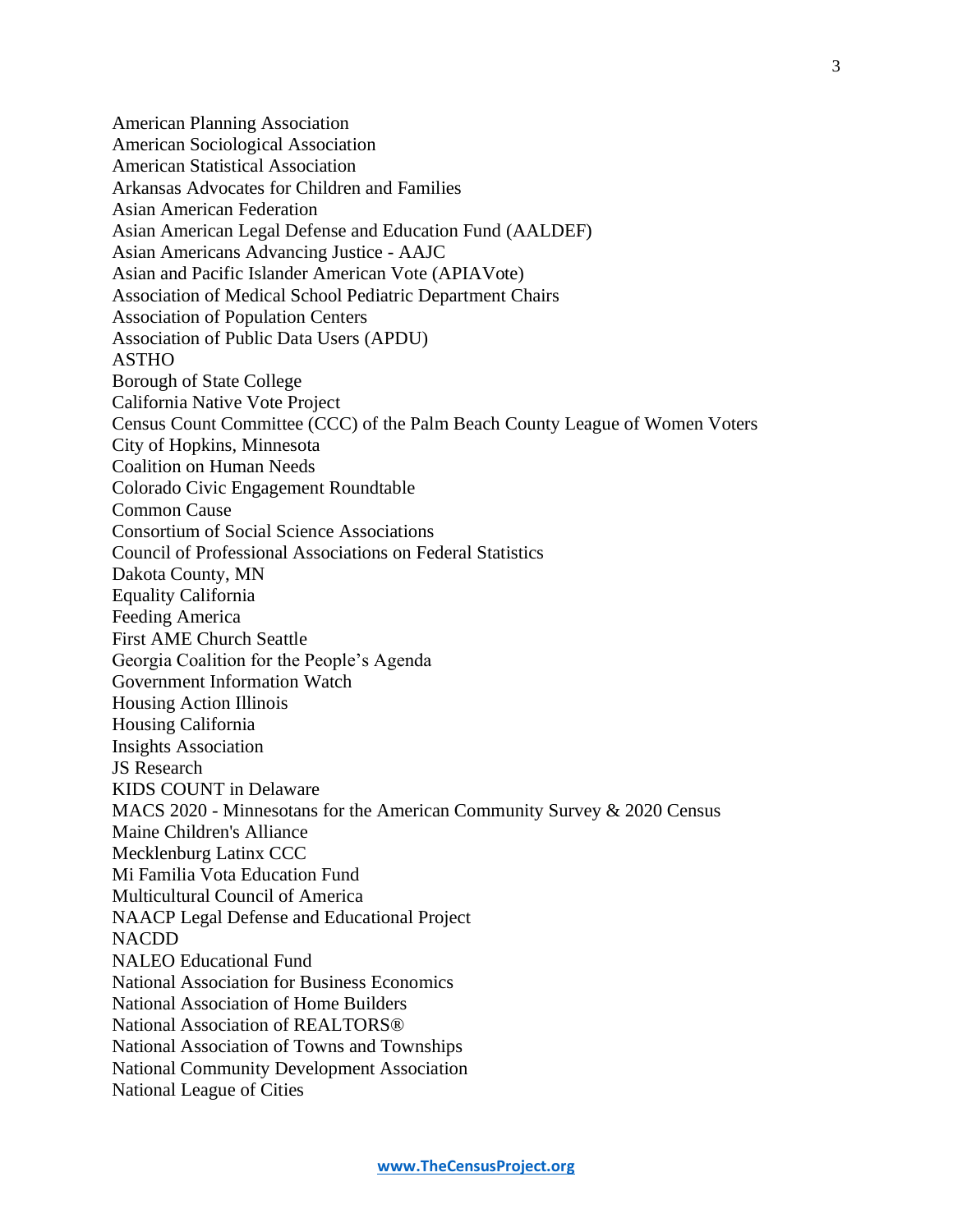American Planning Association
American Sociological Association
American Statistical Association
Arkansas Advocates for Children and Families
Asian American Federation
Asian American Legal Defense and Education Fund (AALDEF)
Asian Americans Advancing Justice - AAJC
Asian and Pacific Islander American Vote (APIAVote)
Association of Medical School Pediatric Department Chairs
Association of Population Centers
Association of Public Data Users (APDU)
ASTHO
Borough of State College
California Native Vote Project
Census Count Committee (CCC) of the Palm Beach County League of Women Voters
City of Hopkins, Minnesota
Coalition on Human Needs
Colorado Civic Engagement Roundtable
Common Cause
Consortium of Social Science Associations
Council of Professional Associations on Federal Statistics
Dakota County, MN
Equality California
Feeding America
First AME Church Seattle
Georgia Coalition for the People's Agenda
Government Information Watch
Housing Action Illinois
Housing California
Insights Association
JS Research
KIDS COUNT in Delaware
MACS 2020 - Minnesotans for the American Community Survey & 2020 Census
Maine Children's Alliance
Mecklenburg Latinx CCC
Mi Familia Vota Education Fund
Multicultural Council of America
NAACP Legal Defense and Educational Project
NACDD
NALEO Educational Fund
National Association for Business Economics
National Association of Home Builders
National Association of REALTORS®
National Association of Towns and Townships
National Community Development Association
National League of Cities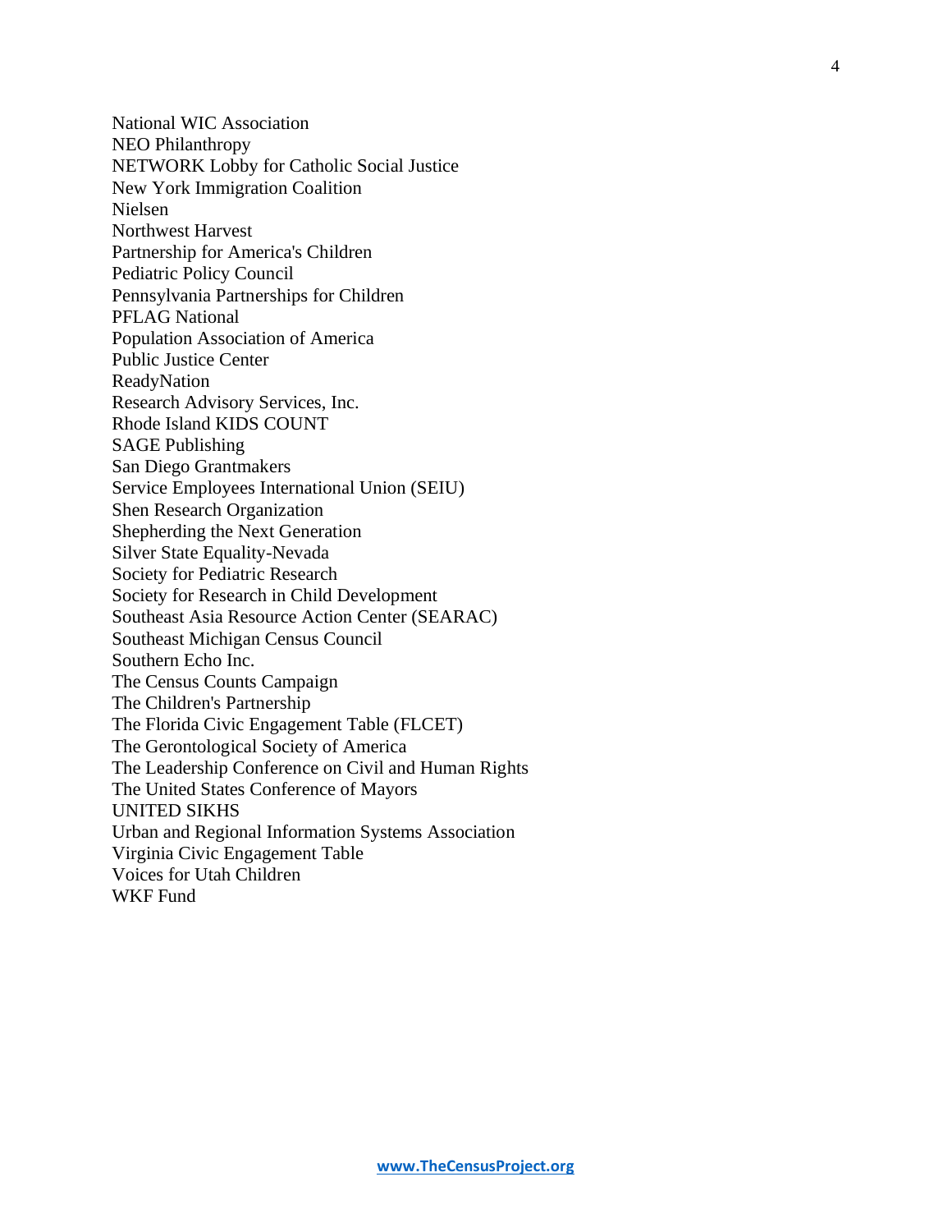National WIC Association
NEO Philanthropy
NETWORK Lobby for Catholic Social Justice
New York Immigration Coalition
Nielsen
Northwest Harvest
Partnership for America's Children
Pediatric Policy Council
Pennsylvania Partnerships for Children
PFLAG National
Population Association of America
Public Justice Center
ReadyNation
Research Advisory Services, Inc.
Rhode Island KIDS COUNT
SAGE Publishing
San Diego Grantmakers
Service Employees International Union (SEIU)
Shen Research Organization
Shepherding the Next Generation
Silver State Equality-Nevada
Society for Pediatric Research
Society for Research in Child Development
Southeast Asia Resource Action Center (SEARAC)
Southeast Michigan Census Council
Southern Echo Inc.
The Census Counts Campaign
The Children's Partnership
The Florida Civic Engagement Table (FLCET)
The Gerontological Society of America
The Leadership Conference on Civil and Human Rights
The United States Conference of Mayors
UNITED SIKHS
Urban and Regional Information Systems Association
Virginia Civic Engagement Table
Voices for Utah Children
WKF Fund